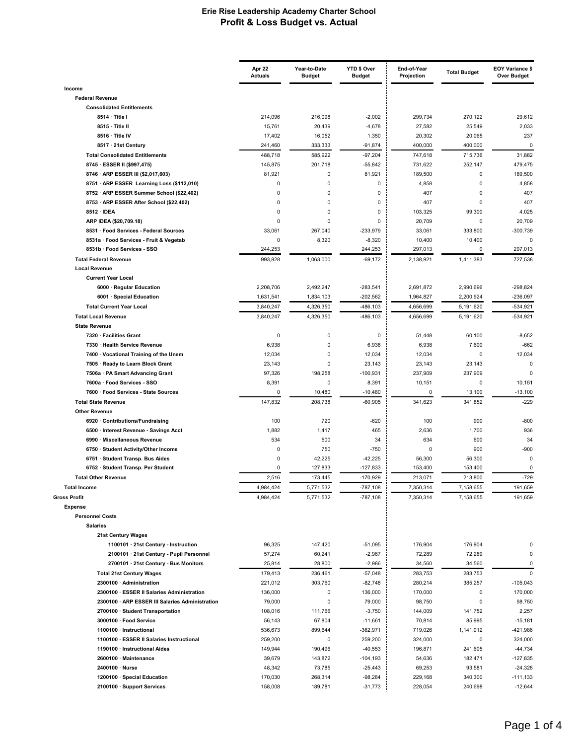# Erie Rise Leadership Academy Charter School
## Profit & Loss Budget vs. Actual

| | Apr 22 Actuals | Year-to-Date Budget | YTD $ Over Budget | End-of-Year Projection | Total Budget | EOY Variance $ Over Budget |
|---|---|---|---|---|---|---|
| **Income** | | | | | | |
| **Federal Revenue** | | | | | | |
| **Consolidated Entitlements** | | | | | | |
| 8514 · Title I | 214,096 | 216,098 | -2,002 | 299,734 | 270,122 | 29,612 |
| 8515 · Title II | 15,761 | 20,439 | -4,678 | 27,582 | 25,549 | 2,033 |
| 8516 · Title IV | 17,402 | 16,052 | 1,350 | 20,302 | 20,065 | 237 |
| 8517 · 21st Century | 241,460 | 333,333 | -91,874 | 400,000 | 400,000 | 0 |
| **Total Consolidated Entitlements** | 488,718 | 585,922 | -97,204 | 747,618 | 715,736 | 31,882 |
| 8745 · ESSER II ($997,475) | 145,875 | 201,718 | -55,842 | 731,622 | 252,147 | 479,475 |
| 8746 · ARP ESSER III ($2,017,603) | 81,921 | 0 | 81,921 | 189,500 | 0 | 189,500 |
| 8751 · ARP ESSER Learning Loss ($112,010) | 0 | 0 | 0 | 4,858 | 0 | 4,858 |
| 8752 · ARP ESSER Summer School ($22,402) | 0 | 0 | 0 | 407 | 0 | 407 |
| 8753 · ARP ESSER After School ($22,402) | 0 | 0 | 0 | 407 | 0 | 407 |
| 8512 · IDEA | 0 | 0 | 0 | 103,325 | 99,300 | 4,025 |
| ARP IDEA ($20,709.18) | 0 | 0 | 0 | 20,709 | 0 | 20,709 |
| 8531 · Food Services - Federal Sources | 33,061 | 267,040 | -233,979 | 33,061 | 333,800 | -300,739 |
| 8531a · Food Services - Fruit & Vegetab | 0 | 8,320 | -8,320 | 10,400 | 10,400 | 0 |
| 8531b · Food Services - SSO | 244,253 | | 244,253 | 297,013 | 0 | 297,013 |
| **Total Federal Revenue** | 993,828 | 1,063,000 | -69,172 | 2,138,921 | 1,411,383 | 727,538 |
| **Local Revenue** | | | | | | |
| **Current Year Local** | | | | | | |
| 6000 · Regular Education | 2,208,706 | 2,492,247 | -283,541 | 2,691,872 | 2,990,696 | -298,824 |
| 6001 · Special Education | 1,631,541 | 1,834,103 | -202,562 | 1,964,827 | 2,200,924 | -236,097 |
| **Total Current Year Local** | 3,840,247 | 4,326,350 | -486,103 | 4,656,699 | 5,191,620 | -534,921 |
| **Total Local Revenue** | 3,840,247 | 4,326,350 | -486,103 | 4,656,699 | 5,191,620 | -534,921 |
| **State Revenue** | | | | | | |
| 7320 · Facilities Grant | 0 | 0 | 0 | 51,448 | 60,100 | -8,652 |
| 7330 · Health Service Revenue | 6,938 | 0 | 6,938 | 6,938 | 7,600 | -662 |
| 7400 · Vocational Training of the Unem | 12,034 | 0 | 12,034 | 12,034 | 0 | 12,034 |
| 7505 · Ready to Learn Block Grant | 23,143 | 0 | 23,143 | 23,143 | 23,143 | 0 |
| 7506a · PA Smart Advancing Grant | 97,326 | 198,258 | -100,931 | 237,909 | 237,909 | 0 |
| 7600a · Food Services - SSO | 8,391 | 0 | 8,391 | 10,151 | 0 | 10,151 |
| 7600 · Food Services - State Sources | 0 | 10,480 | -10,480 | 0 | 13,100 | -13,100 |
| **Total State Revenue** | 147,832 | 208,738 | -60,905 | 341,623 | 341,852 | -229 |
| **Other Revenue** | | | | | | |
| 6920 · Contributions/Fundraising | 100 | 720 | -620 | 100 | 900 | -800 |
| 6500 · Interest Revenue - Savings Acct | 1,882 | 1,417 | 465 | 2,636 | 1,700 | 936 |
| 6990 · Miscellaneous Revenue | 534 | 500 | 34 | 634 | 600 | 34 |
| 6750 · Student Activity/Other Income | 0 | 750 | -750 | 0 | 900 | -900 |
| 6751 · Student Transp. Bus Aides | 0 | 42,225 | -42,225 | 56,300 | 56,300 | 0 |
| 6752 · Student Transp. Per Student | 0 | 127,833 | -127,833 | 153,400 | 153,400 | 0 |
| **Total Other Revenue** | 2,516 | 173,445 | -170,929 | 213,071 | 213,800 | -729 |
| **Total Income** | 4,984,424 | 5,771,532 | -787,108 | 7,350,314 | 7,158,655 | 191,659 |
| **Gross Profit** | 4,984,424 | 5,771,532 | -787,108 | 7,350,314 | 7,158,655 | 191,659 |
| **Expense** | | | | | | |
| **Personnel Costs** | | | | | | |
| **Salaries** | | | | | | |
| **21st Century Wages** | | | | | | |
| 1100101 · 21st Century - Instruction | 96,325 | 147,420 | -51,095 | 176,904 | 176,904 | 0 |
| 2100101 · 21st Century - Pupil Personnel | 57,274 | 60,241 | -2,967 | 72,289 | 72,289 | 0 |
| 2700101 · 21st Century - Bus Monitors | 25,814 | 28,800 | -2,986 | 34,560 | 34,560 | 0 |
| **Total 21st Century Wages** | 179,413 | 236,461 | -57,048 | 283,753 | 283,753 | 0 |
| 2300100 · Administration | 221,012 | 303,760 | -82,748 | 280,214 | 385,257 | -105,043 |
| 2300100 · ESSER II Salaries Administration | 136,000 | 0 | 136,000 | 170,000 | 0 | 170,000 |
| 2300100 · ARP ESSER III Salaries Administration | 79,000 | 0 | 79,000 | 98,750 | 0 | 98,750 |
| 2700100 · Student Transportation | 108,016 | 111,766 | -3,750 | 144,009 | 141,752 | 2,257 |
| 3000100 · Food Service | 56,143 | 67,804 | -11,661 | 70,814 | 85,995 | -15,181 |
| 1100100 · Instructional | 536,673 | 899,644 | -362,971 | 719,026 | 1,141,012 | -421,986 |
| 1100100 · ESSER II Salaries Instructional | 259,200 | 0 | 259,200 | 324,000 | 0 | 324,000 |
| 1190100 · Instructional Aides | 149,944 | 190,496 | -40,553 | 196,871 | 241,605 | -44,734 |
| 2600100 · Maintenance | 39,679 | 143,872 | -104,193 | 54,636 | 182,471 | -127,835 |
| 2400100 · Nurse | 48,342 | 73,785 | -25,443 | 69,253 | 93,581 | -24,328 |
| 1200100 · Special Education | 170,030 | 268,314 | -98,284 | 229,168 | 340,300 | -111,133 |
| 2100100 · Support Services | 158,008 | 189,781 | -31,773 | 228,054 | 240,698 | -12,644 |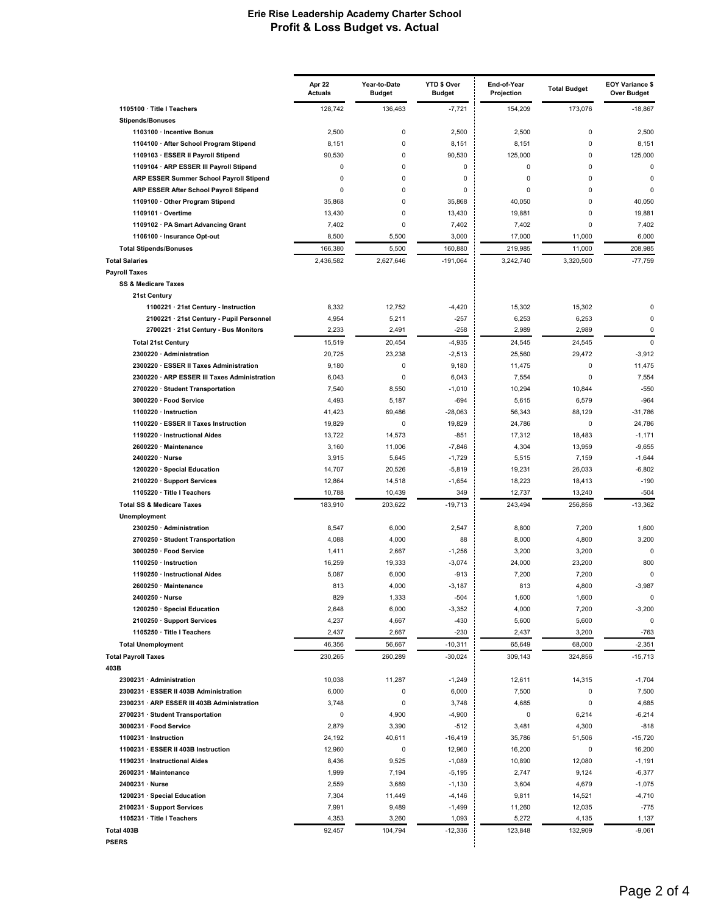# Erie Rise Leadership Academy Charter School
## Profit & Loss Budget vs. Actual

| | Apr 22 Actuals | Year-to-Date Budget | YTD $ Over Budget | End-of-Year Projection | Total Budget | EOY Variance $ Over Budget |
|---|---|---|---|---|---|---|
| 1105100 · Title I Teachers | 128,742 | 136,463 | -7,721 | 154,209 | 173,076 | -18,867 |
| Stipends/Bonuses | | | | | | |
| 1103100 · Incentive Bonus | 2,500 | 0 | 2,500 | 2,500 | 0 | 2,500 |
| 1104100 · After School Program Stipend | 8,151 | 0 | 8,151 | 8,151 | 0 | 8,151 |
| 1109103 · ESSER II Payroll Stipend | 90,530 | 0 | 90,530 | 125,000 | 0 | 125,000 |
| 1109104 · ARP ESSER III Payroll Stipend | 0 | 0 | 0 | 0 | 0 | 0 |
| ARP ESSER Summer School Payroll Stipend | 0 | 0 | 0 | 0 | 0 | 0 |
| ARP ESSER After School Payroll Stipend | 0 | 0 | 0 | 0 | 0 | 0 |
| 1109100 · Other Program Stipend | 35,868 | 0 | 35,868 | 40,050 | 0 | 40,050 |
| 1109101 · Overtime | 13,430 | 0 | 13,430 | 19,881 | 0 | 19,881 |
| 1109102 · PA Smart Advancing Grant | 7,402 | 0 | 7,402 | 7,402 | 0 | 7,402 |
| 1106100 · Insurance Opt-out | 8,500 | 5,500 | 3,000 | 17,000 | 11,000 | 6,000 |
| Total Stipends/Bonuses | 166,380 | 5,500 | 160,880 | 219,985 | 11,000 | 208,985 |
| Total Salaries | 2,436,582 | 2,627,646 | -191,064 | 3,242,740 | 3,320,500 | -77,759 |
| Payroll Taxes | | | | | | |
| SS & Medicare Taxes | | | | | | |
| 21st Century | | | | | | |
| 1100221 · 21st Century - Instruction | 8,332 | 12,752 | -4,420 | 15,302 | 15,302 | 0 |
| 2100221 · 21st Century - Pupil Personnel | 4,954 | 5,211 | -257 | 6,253 | 6,253 | 0 |
| 2700221 · 21st Century - Bus Monitors | 2,233 | 2,491 | -258 | 2,989 | 2,989 | 0 |
| Total 21st Century | 15,519 | 20,454 | -4,935 | 24,545 | 24,545 | 0 |
| 2300220 · Administration | 20,725 | 23,238 | -2,513 | 25,560 | 29,472 | -3,912 |
| 2300220 · ESSER II Taxes Administration | 9,180 | 0 | 9,180 | 11,475 | 0 | 11,475 |
| 2300220 · ARP ESSER III Taxes Administration | 6,043 | 0 | 6,043 | 7,554 | 0 | 7,554 |
| 2700220 · Student Transportation | 7,540 | 8,550 | -1,010 | 10,294 | 10,844 | -550 |
| 3000220 · Food Service | 4,493 | 5,187 | -694 | 5,615 | 6,579 | -964 |
| 1100220 · Instruction | 41,423 | 69,486 | -28,063 | 56,343 | 88,129 | -31,786 |
| 1100220 · ESSER II Taxes Instruction | 19,829 | 0 | 19,829 | 24,786 | 0 | 24,786 |
| 1190220 · Instructional Aides | 13,722 | 14,573 | -851 | 17,312 | 18,483 | -1,171 |
| 2600220 · Maintenance | 3,160 | 11,006 | -7,846 | 4,304 | 13,959 | -9,655 |
| 2400220 · Nurse | 3,915 | 5,645 | -1,729 | 5,515 | 7,159 | -1,644 |
| 1200220 · Special Education | 14,707 | 20,526 | -5,819 | 19,231 | 26,033 | -6,802 |
| 2100220 · Support Services | 12,864 | 14,518 | -1,654 | 18,223 | 18,413 | -190 |
| 1105220 · Title I Teachers | 10,788 | 10,439 | 349 | 12,737 | 13,240 | -504 |
| Total SS & Medicare Taxes | 183,910 | 203,622 | -19,713 | 243,494 | 256,856 | -13,362 |
| Unemployment | | | | | | |
| 2300250 · Administration | 8,547 | 6,000 | 2,547 | 8,800 | 7,200 | 1,600 |
| 2700250 · Student Transportation | 4,088 | 4,000 | 88 | 8,000 | 4,800 | 3,200 |
| 3000250 · Food Service | 1,411 | 2,667 | -1,256 | 3,200 | 3,200 | 0 |
| 1100250 · Instruction | 16,259 | 19,333 | -3,074 | 24,000 | 23,200 | 800 |
| 1190250 · Instructional Aides | 5,087 | 6,000 | -913 | 7,200 | 7,200 | 0 |
| 2600250 · Maintenance | 813 | 4,000 | -3,187 | 813 | 4,800 | -3,987 |
| 2400250 · Nurse | 829 | 1,333 | -504 | 1,600 | 1,600 | 0 |
| 1200250 · Special Education | 2,648 | 6,000 | -3,352 | 4,000 | 7,200 | -3,200 |
| 2100250 · Support Services | 4,237 | 4,667 | -430 | 5,600 | 5,600 | 0 |
| 1105250 · Title I Teachers | 2,437 | 2,667 | -230 | 2,437 | 3,200 | -763 |
| Total Unemployment | 46,356 | 56,667 | -10,311 | 65,649 | 68,000 | -2,351 |
| Total Payroll Taxes | 230,265 | 260,289 | -30,024 | 309,143 | 324,856 | -15,713 |
| 403B | | | | | | |
| 2300231 · Administration | 10,038 | 11,287 | -1,249 | 12,611 | 14,315 | -1,704 |
| 2300231 · ESSER II 403B Administration | 6,000 | 0 | 6,000 | 7,500 | 0 | 7,500 |
| 2300231 · ARP ESSER III 403B Administration | 3,748 | 0 | 3,748 | 4,685 | 0 | 4,685 |
| 2700231 · Student Transportation | 0 | 4,900 | -4,900 | 0 | 6,214 | -6,214 |
| 3000231 · Food Service | 2,879 | 3,390 | -512 | 3,481 | 4,300 | -818 |
| 1100231 · Instruction | 24,192 | 40,611 | -16,419 | 35,786 | 51,506 | -15,720 |
| 1100231 · ESSER II 403B Instruction | 12,960 | 0 | 12,960 | 16,200 | 0 | 16,200 |
| 1190231 · Instructional Aides | 8,436 | 9,525 | -1,089 | 10,890 | 12,080 | -1,191 |
| 2600231 · Maintenance | 1,999 | 7,194 | -5,195 | 2,747 | 9,124 | -6,377 |
| 2400231 · Nurse | 2,559 | 3,689 | -1,130 | 3,604 | 4,679 | -1,075 |
| 1200231 · Special Education | 7,304 | 11,449 | -4,146 | 9,811 | 14,521 | -4,710 |
| 2100231 · Support Services | 7,991 | 9,489 | -1,499 | 11,260 | 12,035 | -775 |
| 1105231 · Title I Teachers | 4,353 | 3,260 | 1,093 | 5,272 | 4,135 | 1,137 |
| Total 403B | 92,457 | 104,794 | -12,336 | 123,848 | 132,909 | -9,061 |
| PSERS | | | | | | |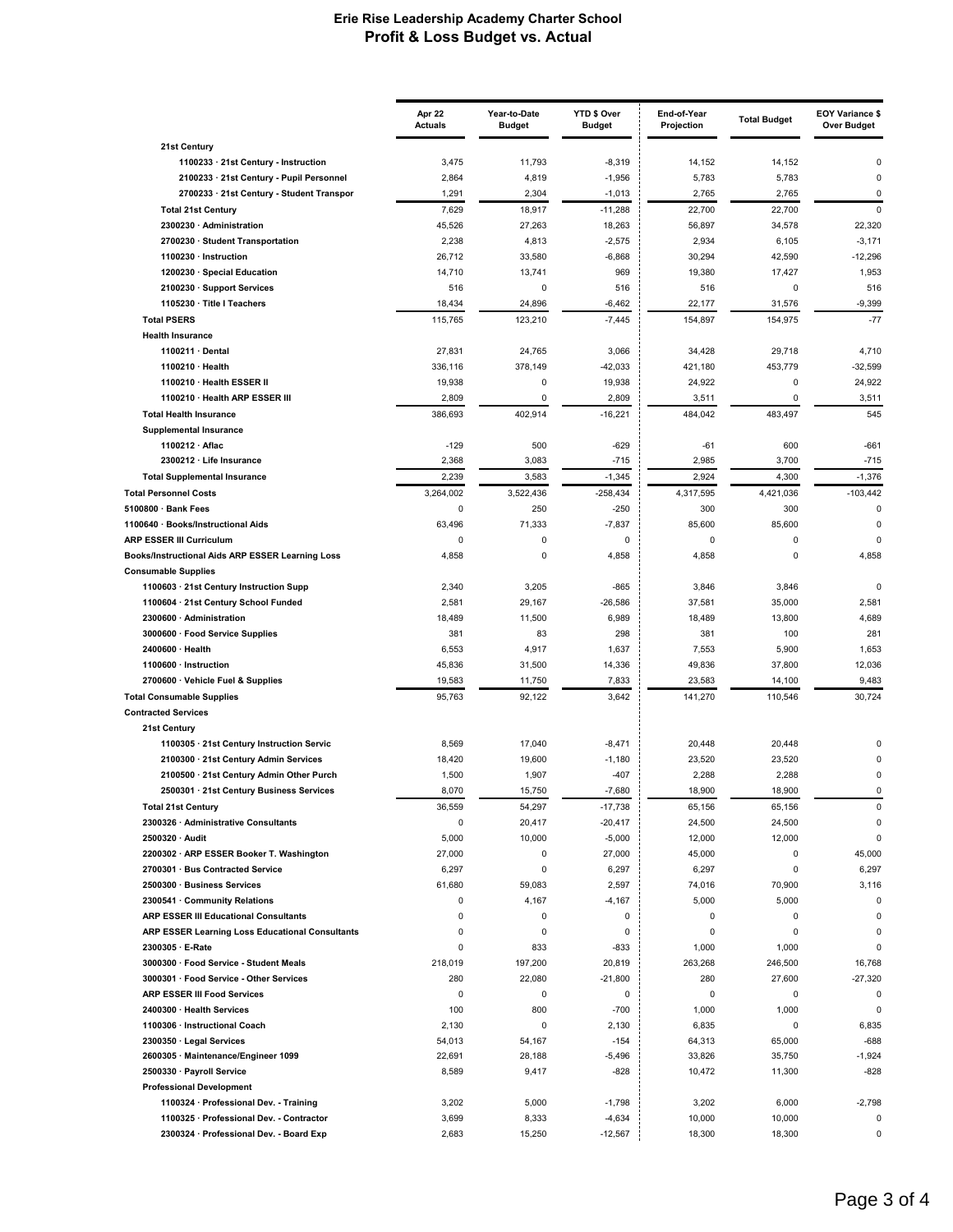# Erie Rise Leadership Academy Charter School
## Profit & Loss Budget vs. Actual

| | Apr 22 Actuals | Year-to-Date Budget | YTD $ Over Budget | End-of-Year Projection | Total Budget | EOY Variance $ Over Budget |
|---|---|---|---|---|---|---|
| 21st Century | | | | | | |
| 1100233 · 21st Century - Instruction | 3,475 | 11,793 | -8,319 | 14,152 | 14,152 | 0 |
| 2100233 · 21st Century - Pupil Personnel | 2,864 | 4,819 | -1,956 | 5,783 | 5,783 | 0 |
| 2700233 · 21st Century - Student Transpor | 1,291 | 2,304 | -1,013 | 2,765 | 2,765 | 0 |
| Total 21st Century | 7,629 | 18,917 | -11,288 | 22,700 | 22,700 | 0 |
| 2300230 · Administration | 45,526 | 27,263 | 18,263 | 56,897 | 34,578 | 22,320 |
| 2700230 · Student Transportation | 2,238 | 4,813 | -2,575 | 2,934 | 6,105 | -3,171 |
| 1100230 · Instruction | 26,712 | 33,580 | -6,868 | 30,294 | 42,590 | -12,296 |
| 1200230 · Special Education | 14,710 | 13,741 | 969 | 19,380 | 17,427 | 1,953 |
| 2100230 · Support Services | 516 | 0 | 516 | 516 | 0 | 516 |
| 1105230 · Title I Teachers | 18,434 | 24,896 | -6,462 | 22,177 | 31,576 | -9,399 |
| Total PSERS | 115,765 | 123,210 | -7,445 | 154,897 | 154,975 | -77 |
| Health Insurance | | | | | | |
| 1100211 · Dental | 27,831 | 24,765 | 3,066 | 34,428 | 29,718 | 4,710 |
| 1100210 · Health | 336,116 | 378,149 | -42,033 | 421,180 | 453,779 | -32,599 |
| 1100210 · Health ESSER II | 19,938 | 0 | 19,938 | 24,922 | 0 | 24,922 |
| 1100210 · Health ARP ESSER III | 2,809 | 0 | 2,809 | 3,511 | 0 | 3,511 |
| Total Health Insurance | 386,693 | 402,914 | -16,221 | 484,042 | 483,497 | 545 |
| Supplemental Insurance | | | | | | |
| 1100212 · Aflac | -129 | 500 | -629 | -61 | 600 | -661 |
| 2300212 · Life Insurance | 2,368 | 3,083 | -715 | 2,985 | 3,700 | -715 |
| Total Supplemental Insurance | 2,239 | 3,583 | -1,345 | 2,924 | 4,300 | -1,376 |
| Total Personnel Costs | 3,264,002 | 3,522,436 | -258,434 | 4,317,595 | 4,421,036 | -103,442 |
| 5100800 · Bank Fees | 0 | 250 | -250 | 300 | 300 | 0 |
| 1100640 · Books/Instructional Aids | 63,496 | 71,333 | -7,837 | 85,600 | 85,600 | 0 |
| ARP ESSER III Curriculum | 0 | 0 | 0 | 0 | 0 | 0 |
| Books/Instructional Aids ARP ESSER Learning Loss | 4,858 | 0 | 4,858 | 4,858 | 0 | 4,858 |
| Consumable Supplies | | | | | | |
| 1100603 · 21st Century Instruction Supp | 2,340 | 3,205 | -865 | 3,846 | 3,846 | 0 |
| 1100604 · 21st Century School Funded | 2,581 | 29,167 | -26,586 | 37,581 | 35,000 | 2,581 |
| 2300600 · Administration | 18,489 | 11,500 | 6,989 | 18,489 | 13,800 | 4,689 |
| 3000600 · Food Service Supplies | 381 | 83 | 298 | 381 | 100 | 281 |
| 2400600 · Health | 6,553 | 4,917 | 1,637 | 7,553 | 5,900 | 1,653 |
| 1100600 · Instruction | 45,836 | 31,500 | 14,336 | 49,836 | 37,800 | 12,036 |
| 2700600 · Vehicle Fuel & Supplies | 19,583 | 11,750 | 7,833 | 23,583 | 14,100 | 9,483 |
| Total Consumable Supplies | 95,763 | 92,122 | 3,642 | 141,270 | 110,546 | 30,724 |
| Contracted Services | | | | | | |
| 21st Century | | | | | | |
| 1100305 · 21st Century Instruction Servic | 8,569 | 17,040 | -8,471 | 20,448 | 20,448 | 0 |
| 2100300 · 21st Century Admin Services | 18,420 | 19,600 | -1,180 | 23,520 | 23,520 | 0 |
| 2100500 · 21st Century Admin Other Purch | 1,500 | 1,907 | -407 | 2,288 | 2,288 | 0 |
| 2500301 · 21st Century Business Services | 8,070 | 15,750 | -7,680 | 18,900 | 18,900 | 0 |
| Total 21st Century | 36,559 | 54,297 | -17,738 | 65,156 | 65,156 | 0 |
| 2300326 · Administrative Consultants | 0 | 20,417 | -20,417 | 24,500 | 24,500 | 0 |
| 2500320 · Audit | 5,000 | 10,000 | -5,000 | 12,000 | 12,000 | 0 |
| 2200302 · ARP ESSER Booker T. Washington | 27,000 | 0 | 27,000 | 45,000 | 0 | 45,000 |
| 2700301 · Bus Contracted Service | 6,297 | 0 | 6,297 | 6,297 | 0 | 6,297 |
| 2500300 · Business Services | 61,680 | 59,083 | 2,597 | 74,016 | 70,900 | 3,116 |
| 2300541 · Community Relations | 0 | 4,167 | -4,167 | 5,000 | 5,000 | 0 |
| ARP ESSER III Educational Consultants | 0 | 0 | 0 | 0 | 0 | 0 |
| ARP ESSER Learning Loss Educational Consultants | 0 | 0 | 0 | 0 | 0 | 0 |
| 2300305 · E-Rate | 0 | 833 | -833 | 1,000 | 1,000 | 0 |
| 3000300 · Food Service - Student Meals | 218,019 | 197,200 | 20,819 | 263,268 | 246,500 | 16,768 |
| 3000301 · Food Service - Other Services | 280 | 22,080 | -21,800 | 280 | 27,600 | -27,320 |
| ARP ESSER III Food Services | 0 | 0 | 0 | 0 | 0 | 0 |
| 2400300 · Health Services | 100 | 800 | -700 | 1,000 | 1,000 | 0 |
| 1100306 · Instructional Coach | 2,130 | 0 | 2,130 | 6,835 | 0 | 6,835 |
| 2300350 · Legal Services | 54,013 | 54,167 | -154 | 64,313 | 65,000 | -688 |
| 2600305 · Maintenance/Engineer 1099 | 22,691 | 28,188 | -5,496 | 33,826 | 35,750 | -1,924 |
| 2500330 · Payroll Service | 8,589 | 9,417 | -828 | 10,472 | 11,300 | -828 |
| Professional Development | | | | | | |
| 1100324 · Professional Dev. - Training | 3,202 | 5,000 | -1,798 | 3,202 | 6,000 | -2,798 |
| 1100325 · Professional Dev. - Contractor | 3,699 | 8,333 | -4,634 | 10,000 | 10,000 | 0 |
| 2300324 · Professional Dev. - Board Exp | 2,683 | 15,250 | -12,567 | 18,300 | 18,300 | 0 |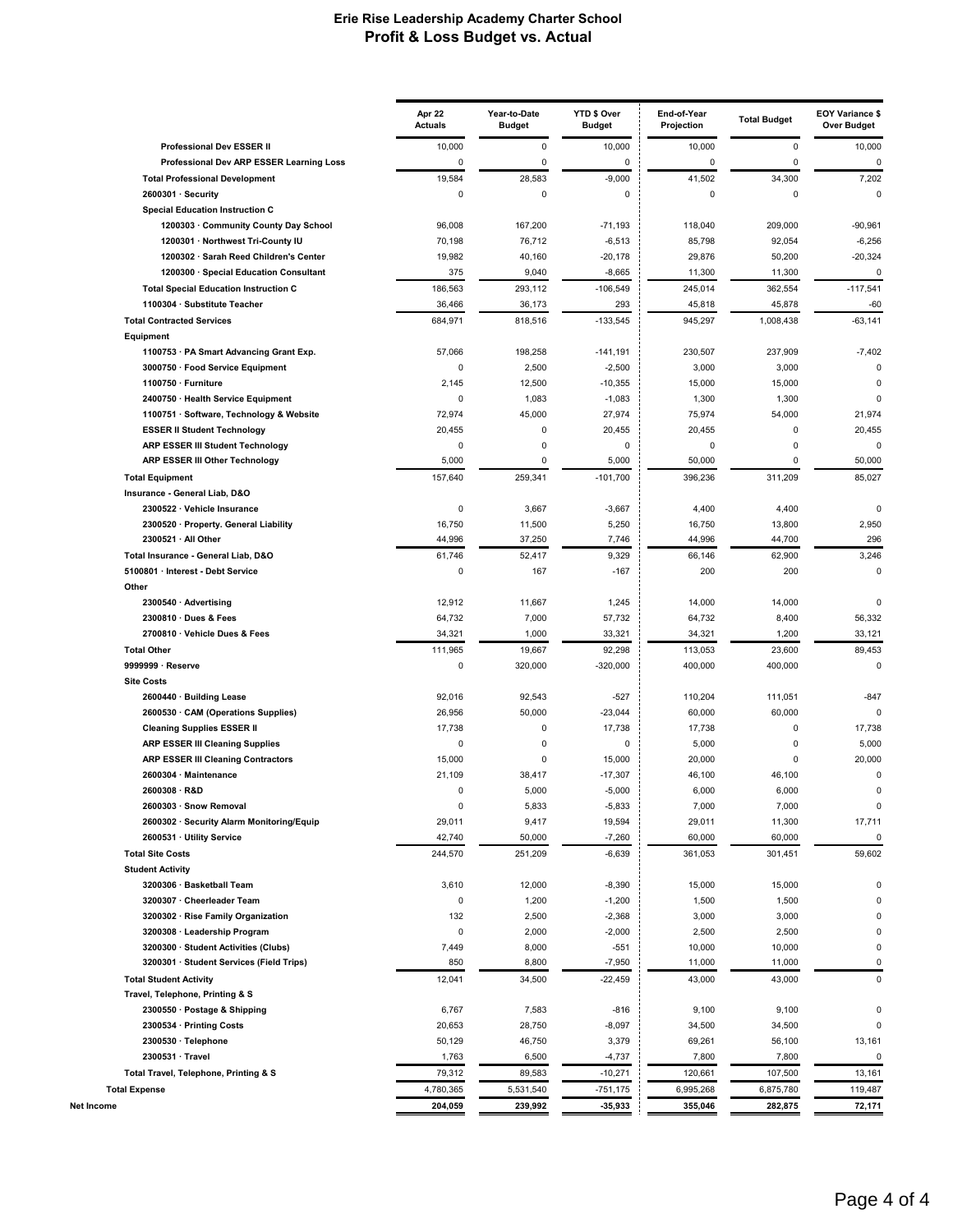# Erie Rise Leadership Academy Charter School
## Profit & Loss Budget vs. Actual

| | Apr 22 Actuals | Year-to-Date Budget | YTD $ Over Budget | End-of-Year Projection | Total Budget | EOY Variance $ Over Budget |
|---|---|---|---|---|---|---|
| Professional Dev ESSER II | 10,000 | 0 | 10,000 | 10,000 | 0 | 10,000 |
| Professional Dev ARP ESSER Learning Loss | 0 | 0 | 0 | 0 | 0 | 0 |
| Total Professional Development | 19,584 | 28,583 | -9,000 | 41,502 | 34,300 | 7,202 |
| 2600301 · Security | 0 | 0 | 0 | 0 | 0 | 0 |
| Special Education Instruction C | | | | | | |
| 1200303 · Community County Day School | 96,008 | 167,200 | -71,193 | 118,040 | 209,000 | -90,961 |
| 1200301 · Northwest Tri-County IU | 70,198 | 76,712 | -6,513 | 85,798 | 92,054 | -6,256 |
| 1200302 · Sarah Reed Children's Center | 19,982 | 40,160 | -20,178 | 29,876 | 50,200 | -20,324 |
| 1200300 · Special Education Consultant | 375 | 9,040 | -8,665 | 11,300 | 11,300 | 0 |
| Total Special Education Instruction C | 186,563 | 293,112 | -106,549 | 245,014 | 362,554 | -117,541 |
| 1100304 · Substitute Teacher | 36,466 | 36,173 | 293 | 45,818 | 45,878 | -60 |
| Total Contracted Services | 684,971 | 818,516 | -133,545 | 945,297 | 1,008,438 | -63,141 |
| Equipment | | | | | | |
| 1100753 · PA Smart Advancing Grant Exp. | 57,066 | 198,258 | -141,191 | 230,507 | 237,909 | -7,402 |
| 3000750 · Food Service Equipment | 0 | 2,500 | -2,500 | 3,000 | 3,000 | 0 |
| 1100750 · Furniture | 2,145 | 12,500 | -10,355 | 15,000 | 15,000 | 0 |
| 2400750 · Health Service Equipment | 0 | 1,083 | -1,083 | 1,300 | 1,300 | 0 |
| 1100751 · Software, Technology & Website | 72,974 | 45,000 | 27,974 | 75,974 | 54,000 | 21,974 |
| ESSER II Student Technology | 20,455 | 0 | 20,455 | 20,455 | 0 | 20,455 |
| ARP ESSER III Student Technology | 0 | 0 | 0 | 0 | 0 | 0 |
| ARP ESSER III Other Technology | 5,000 | 0 | 5,000 | 50,000 | 0 | 50,000 |
| Total Equipment | 157,640 | 259,341 | -101,700 | 396,236 | 311,209 | 85,027 |
| Insurance - General Liab, D&O | | | | | | |
| 2300522 · Vehicle Insurance | 0 | 3,667 | -3,667 | 4,400 | 4,400 | 0 |
| 2300520 · Property. General Liability | 16,750 | 11,500 | 5,250 | 16,750 | 13,800 | 2,950 |
| 2300521 · All Other | 44,996 | 37,250 | 7,746 | 44,996 | 44,700 | 296 |
| Total Insurance - General Liab, D&O | 61,746 | 52,417 | 9,329 | 66,146 | 62,900 | 3,246 |
| 5100801 · Interest - Debt Service | 0 | 167 | -167 | 200 | 200 | 0 |
| Other | | | | | | |
| 2300540 · Advertising | 12,912 | 11,667 | 1,245 | 14,000 | 14,000 | 0 |
| 2300810 · Dues & Fees | 64,732 | 7,000 | 57,732 | 64,732 | 8,400 | 56,332 |
| 2700810 · Vehicle Dues & Fees | 34,321 | 1,000 | 33,321 | 34,321 | 1,200 | 33,121 |
| Total Other | 111,965 | 19,667 | 92,298 | 113,053 | 23,600 | 89,453 |
| 9999999 · Reserve | 0 | 320,000 | -320,000 | 400,000 | 400,000 | 0 |
| Site Costs | | | | | | |
| 2600440 · Building Lease | 92,016 | 92,543 | -527 | 110,204 | 111,051 | -847 |
| 2600530 · CAM (Operations Supplies) | 26,956 | 50,000 | -23,044 | 60,000 | 60,000 | 0 |
| Cleaning Supplies ESSER II | 17,738 | 0 | 17,738 | 17,738 | 0 | 17,738 |
| ARP ESSER III Cleaning Supplies | 0 | 0 | 0 | 5,000 | 0 | 5,000 |
| ARP ESSER III Cleaning Contractors | 15,000 | 0 | 15,000 | 20,000 | 0 | 20,000 |
| 2600304 · Maintenance | 21,109 | 38,417 | -17,307 | 46,100 | 46,100 | 0 |
| 2600308 · R&D | 0 | 5,000 | -5,000 | 6,000 | 6,000 | 0 |
| 2600303 · Snow Removal | 0 | 5,833 | -5,833 | 7,000 | 7,000 | 0 |
| 2600302 · Security Alarm Monitoring/Equip | 29,011 | 9,417 | 19,594 | 29,011 | 11,300 | 17,711 |
| 2600531 · Utility Service | 42,740 | 50,000 | -7,260 | 60,000 | 60,000 | 0 |
| Total Site Costs | 244,570 | 251,209 | -6,639 | 361,053 | 301,451 | 59,602 |
| Student Activity | | | | | | |
| 3200306 · Basketball Team | 3,610 | 12,000 | -8,390 | 15,000 | 15,000 | 0 |
| 3200307 · Cheerleader Team | 0 | 1,200 | -1,200 | 1,500 | 1,500 | 0 |
| 3200302 · Rise Family Organization | 132 | 2,500 | -2,368 | 3,000 | 3,000 | 0 |
| 3200308 · Leadership Program | 0 | 2,000 | -2,000 | 2,500 | 2,500 | 0 |
| 3200300 · Student Activities (Clubs) | 7,449 | 8,000 | -551 | 10,000 | 10,000 | 0 |
| 3200301 · Student Services (Field Trips) | 850 | 8,800 | -7,950 | 11,000 | 11,000 | 0 |
| Total Student Activity | 12,041 | 34,500 | -22,459 | 43,000 | 43,000 | 0 |
| Travel, Telephone, Printing & S | | | | | | |
| 2300550 · Postage & Shipping | 6,767 | 7,583 | -816 | 9,100 | 9,100 | 0 |
| 2300534 · Printing Costs | 20,653 | 28,750 | -8,097 | 34,500 | 34,500 | 0 |
| 2300530 · Telephone | 50,129 | 46,750 | 3,379 | 69,261 | 56,100 | 13,161 |
| 2300531 · Travel | 1,763 | 6,500 | -4,737 | 7,800 | 7,800 | 0 |
| Total Travel, Telephone, Printing & S | 79,312 | 89,583 | -10,271 | 120,661 | 107,500 | 13,161 |
| Total Expense | 4,780,365 | 5,531,540 | -751,175 | 6,995,268 | 6,875,780 | 119,487 |
| Net Income | 204,059 | 239,992 | -35,933 | 355,046 | 282,875 | 72,171 |